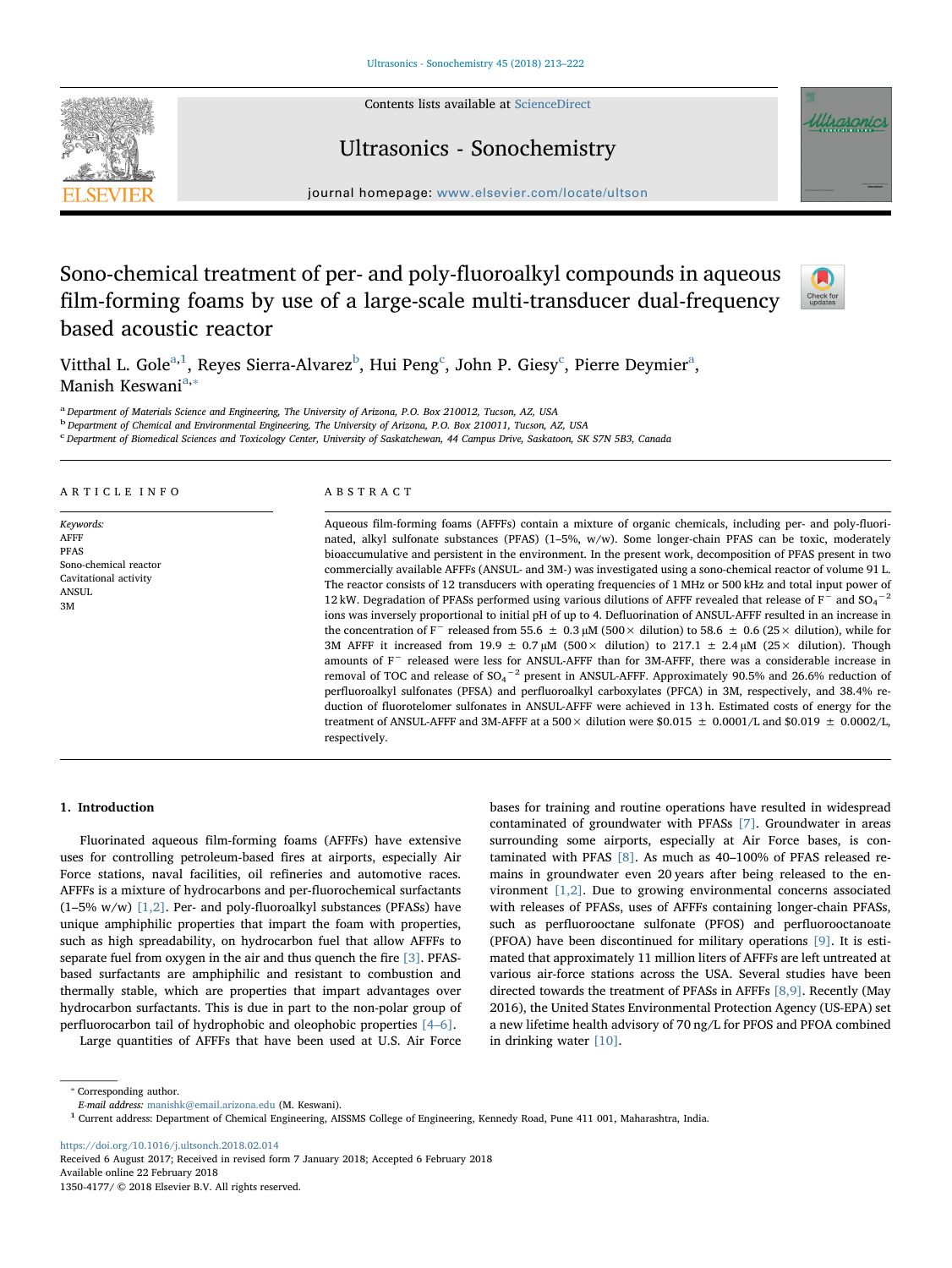# Sono-chemical treatment of per- and poly-fluoroalkyl compounds in aqueous film-forming foams by use of a large-scale multi-transducer dual-frequency based acoustic reactor

Vitthal L. Gole[a,1], Reyes Sierra-Alvarez[b], Hui Peng[c], John P. Giesy[c], Pierre Deymier[a], Manish Keswani[a,*]

[a] Department of Materials Science and Engineering, The University of Arizona, P.O. Box 210012, Tucson, AZ, USA

[b] Department of Chemical and Environmental Engineering, The University of Arizona, P.O. Box 210011, Tucson, AZ, USA

[c] Department of Biomedical Sciences and Toxicology Center, University of Saskatchewan, 44 Campus Drive, Saskatoon, SK S7N 5B3, Canada

## ARTICLE INFO

*Keywords:*
AFFF
PFAS
Sono-chemical reactor
Cavitational activity
ANSUL
3M

## ABSTRACT

Aqueous film-forming foams (AFFFs) contain a mixture of organic chemicals, including per- and poly-fluorinated, alkyl sulfonate substances (PFAS) (1–5%, w/w). Some longer-chain PFAS can be toxic, moderately bioaccumulative and persistent in the environment. In the present work, decomposition of PFAS present in two commercially available AFFFs (ANSUL- and 3M-) was investigated using a sono-chemical reactor of volume 91 L. The reactor consists of 12 transducers with operating frequencies of 1 MHz or 500 kHz and total input power of 12 kW. Degradation of PFASs performed using various dilutions of AFFF revealed that release of $F^-$ and $SO_4^{-2}$ ions was inversely proportional to initial pH of up to 4. Defluorination of ANSUL-AFFF resulted in an increase in the concentration of $F^-$ released from 55.6 ± 0.3 μM (500× dilution) to 58.6 ± 0.6 (25× dilution), while for 3M AFFF it increased from 19.9 ± 0.7 μM (500× dilution) to 217.1 ± 2.4 μM (25× dilution). Though amounts of $F^-$ released were less for ANSUL-AFFF than for 3M-AFFF, there was a considerable increase in removal of TOC and release of $SO_4^{-2}$ present in ANSUL-AFFF. Approximately 90.5% and 26.6% reduction of perfluoroalkyl sulfonates (PFSA) and perfluoroalkyl carboxylates (PFCA) in 3M, respectively, and 38.4% reduction of fluorotelomer sulfonates in ANSUL-AFFF were achieved in 13 h. Estimated costs of energy for the treatment of ANSUL-AFFF and 3M-AFFF at a 500× dilution were $0.015 ± 0.0001/L and $0.019 ± 0.0002/L, respectively.

## 1. Introduction

Fluorinated aqueous film-forming foams (AFFFs) have extensive uses for controlling petroleum-based fires at airports, especially Air Force stations, naval facilities, oil refineries and automotive races. AFFFs is a mixture of hydrocarbons and per-fluorochemical surfactants (1–5% w/w) [1,2]. Per- and poly-fluoroalkyl substances (PFASs) have unique amphiphilic properties that impart the foam with properties, such as high spreadability, on hydrocarbon fuel that allow AFFFs to separate fuel from oxygen in the air and thus quench the fire [3]. PFAS-based surfactants are amphiphilic and resistant to combustion and thermally stable, which are properties that impart advantages over hydrocarbon surfactants. This is due in part to the non-polar group of perfluorocarbon tail of hydrophobic and oleophobic properties [4–6].

Large quantities of AFFFs that have been used at U.S. Air Force bases for training and routine operations have resulted in widespread contaminated of groundwater with PFASs [7]. Groundwater in areas surrounding some airports, especially at Air Force bases, is contaminated with PFAS [8]. As much as 40–100% of PFAS released remains in groundwater even 20 years after being released to the environment [1,2]. Due to growing environmental concerns associated with releases of PFASs, uses of AFFFs containing longer-chain PFASs, such as perfluorooctane sulfonate (PFOS) and perfluorooctanoate (PFOA) have been discontinued for military operations [9]. It is estimated that approximately 11 million liters of AFFFs are left untreated at various air-force stations across the USA. Several studies have been directed towards the treatment of PFASs in AFFFs [8,9]. Recently (May 2016), the United States Environmental Protection Agency (US-EPA) set a new lifetime health advisory of 70 ng/L for PFOS and PFOA combined in drinking water [10].

---

* Corresponding author.
*E-mail address:* manishk@email.arizona.edu (M. Keswani).
[1] Current address: Department of Chemical Engineering, AISSMS College of Engineering, Kennedy Road, Pune 411 001, Maharashtra, India.

https://doi.org/10.1016/j.ultsonch.2018.02.014
Received 6 August 2017; Received in revised form 7 January 2018; Accepted 6 February 2018
Available online 22 February 2018
1350-4177/ © 2018 Elsevier B.V. All rights reserved.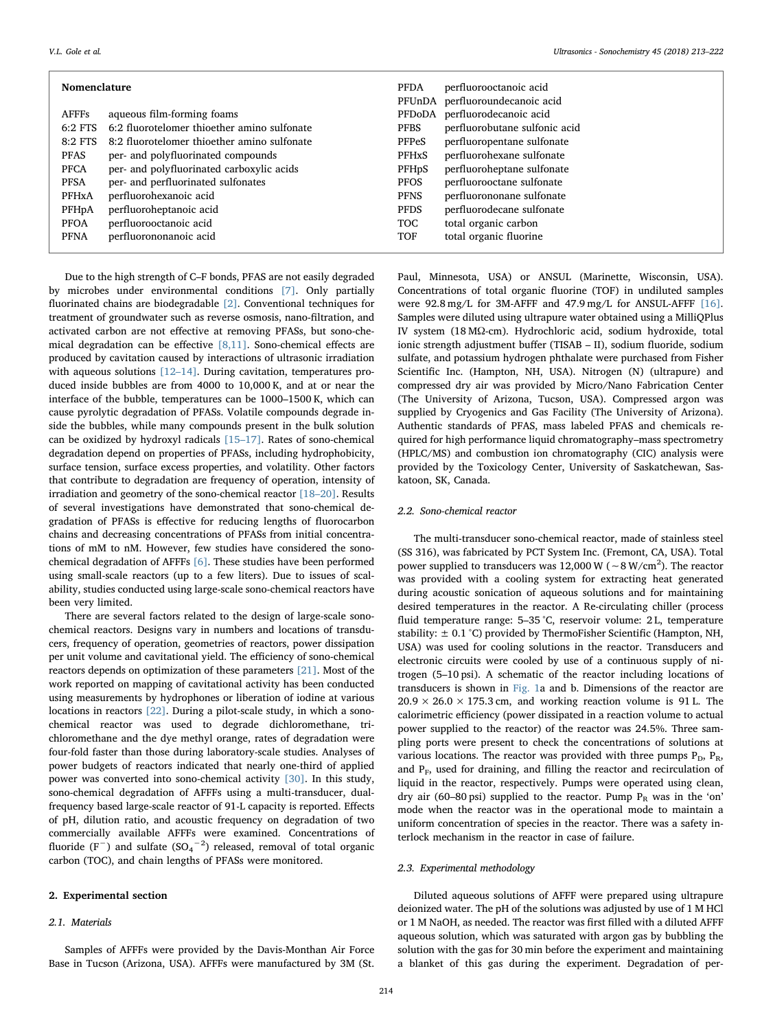## Nomenclature

| | |
|---|---|
| AFFFs | aqueous film-forming foams |
| 6:2 FTS | 6:2 fluorotelomer thioether amino sulfonate |
| 8:2 FTS | 8:2 fluorotelomer thioether amino sulfonate |
| PFAS | per- and polyfluorinated compounds |
| PFCA | per- and polyfluorinated carboxylic acids |
| PFSA | per- and perfluorinated sulfonates |
| PFHxA | perfluorohexanoic acid |
| PFHpA | perfluoroheptanoic acid |
| PFOA | perfluorooctanoic acid |
| PFNA | perfluorononanoic acid |
| PFDA | perfluorooctanoic acid |
| PFUnDA | perfluoroundecanoic acid |
| PFDoDA | perfluorodecanoic acid |
| PFBS | perfluorobutane sulfonic acid |
| PFPeS | perfluoropentane sulfonate |
| PFHxS | perfluorohexane sulfonate |
| PFHpS | perfluoroheptane sulfonate |
| PFOS | perfluorooctane sulfonate |
| PFNS | perfluorononane sulfonate |
| PFDS | perfluorodecane sulfonate |
| TOC | total organic carbon |
| TOF | total organic fluorine |

Due to the high strength of C–F bonds, PFAS are not easily degraded by microbes under environmental conditions [7]. Only partially fluorinated chains are biodegradable [2]. Conventional techniques for treatment of groundwater such as reverse osmosis, nano-filtration, and activated carbon are not effective at removing PFASs, but sono-chemical degradation can be effective [8,11]. Sono-chemical effects are produced by cavitation caused by interactions of ultrasonic irradiation with aqueous solutions [12–14]. During cavitation, temperatures produced inside bubbles are from 4000 to 10,000 K, and at or near the interface of the bubble, temperatures can be 1000–1500 K, which can cause pyrolytic degradation of PFASs. Volatile compounds degrade inside the bubbles, while many compounds present in the bulk solution can be oxidized by hydroxyl radicals [15–17]. Rates of sono-chemical degradation depend on properties of PFASs, including hydrophobicity, surface tension, surface excess properties, and volatility. Other factors that contribute to degradation are frequency of operation, intensity of irradiation and geometry of the sono-chemical reactor [18–20]. Results of several investigations have demonstrated that sono-chemical degradation of PFASs is effective for reducing lengths of fluorocarbon chains and decreasing concentrations of PFASs from initial concentrations of mM to nM. However, few studies have considered the sono-chemical degradation of AFFFs [6]. These studies have been performed using small-scale reactors (up to a few liters). Due to issues of scalability, studies conducted using large-scale sono-chemical reactors have been very limited.

There are several factors related to the design of large-scale sono-chemical reactors. Designs vary in numbers and locations of transducers, frequency of operation, geometries of reactors, power dissipation per unit volume and cavitational yield. The efficiency of sono-chemical reactors depends on optimization of these parameters [21]. Most of the work reported on mapping of cavitational activity has been conducted using measurements by hydrophones or liberation of iodine at various locations in reactors [22]. During a pilot-scale study, in which a sono-chemical reactor was used to degrade dichloromethane, trichloromethane and the dye methyl orange, rates of degradation were four-fold faster than those during laboratory-scale studies. Analyses of power budgets of reactors indicated that nearly one-third of applied power was converted into sono-chemical activity [30]. In this study, sono-chemical degradation of AFFFs using a multi-transducer, dual-frequency based large-scale reactor of 91-L capacity is reported. Effects of pH, dilution ratio, and acoustic frequency on degradation of two commercially available AFFFs were examined. Concentrations of fluoride ($F^-$) and sulfate ($SO_4^{-2}$) released, removal of total organic carbon (TOC), and chain lengths of PFASs were monitored.

## 2. Experimental section

### 2.1. Materials

Samples of AFFFs were provided by the Davis-Monthan Air Force Base in Tucson (Arizona, USA). AFFFs were manufactured by 3M (St. Paul, Minnesota, USA) or ANSUL (Marinette, Wisconsin, USA). Concentrations of total organic fluorine (TOF) in undiluted samples were 92.8 mg/L for 3M-AFFF and 47.9 mg/L for ANSUL-AFFF [16]. Samples were diluted using ultrapure water obtained using a MilliQPlus IV system (18 MΩ-cm). Hydrochloric acid, sodium hydroxide, total ionic strength adjustment buffer (TISAB – II), sodium fluoride, sodium sulfate, and potassium hydrogen phthalate were purchased from Fisher Scientific Inc. (Hampton, NH, USA). Nitrogen (N) (ultrapure) and compressed dry air was provided by Micro/Nano Fabrication Center (The University of Arizona, Tucson, USA). Compressed argon was supplied by Cryogenics and Gas Facility (The University of Arizona). Authentic standards of PFAS, mass labeled PFAS and chemicals required for high performance liquid chromatography–mass spectrometry (HPLC/MS) and combustion ion chromatography (CIC) analysis were provided by the Toxicology Center, University of Saskatchewan, Saskatoon, SK, Canada.

### 2.2. Sono-chemical reactor

The multi-transducer sono-chemical reactor, made of stainless steel (SS 316), was fabricated by PCT System Inc. (Fremont, CA, USA). Total power supplied to transducers was 12,000 W (~8 W/cm$^2$). The reactor was provided with a cooling system for extracting heat generated during acoustic sonication of aqueous solutions and for maintaining desired temperatures in the reactor. A Re-circulating chiller (process fluid temperature range: 5–35 °C, reservoir volume: 2 L, temperature stability: ± 0.1 °C) provided by ThermoFisher Scientific (Hampton, NH, USA) was used for cooling solutions in the reactor. Transducers and electronic circuits were cooled by use of a continuous supply of nitrogen (5–10 psi). A schematic of the reactor including locations of transducers is shown in Fig. 1a and b. Dimensions of the reactor are 20.9 × 26.0 × 175.3 cm, and working reaction volume is 91 L. The calorimetric efficiency (power dissipated in a reaction volume to actual power supplied to the reactor) of the reactor was 24.5%. Three sampling ports were present to check the concentrations of solutions at various locations. The reactor was provided with three pumps $P_D$, $P_R$, and $P_F$, used for draining, and filling the reactor and recirculation of liquid in the reactor, respectively. Pumps were operated using clean, dry air (60–80 psi) supplied to the reactor. Pump $P_R$ was in the 'on' mode when the reactor was in the operational mode to maintain a uniform concentration of species in the reactor. There was a safety interlock mechanism in the reactor in case of failure.

### 2.3. Experimental methodology

Diluted aqueous solutions of AFFF were prepared using ultrapure deionized water. The pH of the solutions was adjusted by use of 1 M HCl or 1 M NaOH, as needed. The reactor was first filled with a diluted AFFF aqueous solution, which was saturated with argon gas by bubbling the solution with the gas for 30 min before the experiment and maintaining a blanket of this gas during the experiment. Degradation of per-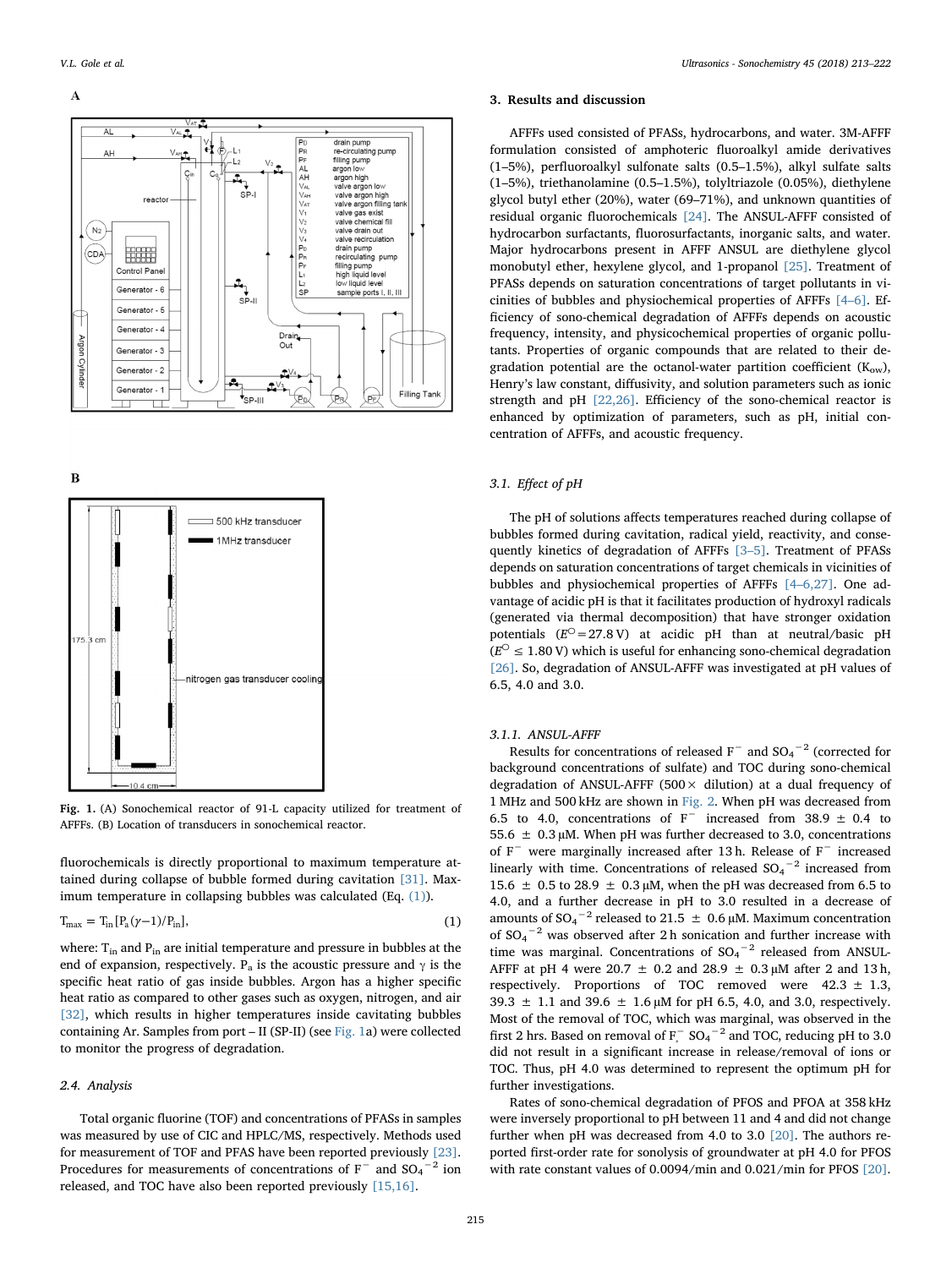Fig. 1. (A) Sonochemical reactor of 91-L capacity utilized for treatment of AFFFs. (B) Location of transducers in sonochemical reactor.

fluorochemicals is directly proportional to maximum temperature attained during collapse of bubble formed during cavitation [31]. Maximum temperature in collapsing bubbles was calculated (Eq. (1)).

$$T_{max} = T_{in}[P_a(\gamma - 1)/P_{in}], \tag{1}$$

where: $T_{in}$ and $P_{in}$ are initial temperature and pressure in bubbles at the end of expansion, respectively. $P_a$ is the acoustic pressure and $\gamma$ is the specific heat ratio of gas inside bubbles. Argon has a higher specific heat ratio as compared to other gases such as oxygen, nitrogen, and air [32], which results in higher temperatures inside cavitating bubbles containing Ar. Samples from port – II (SP-II) (see Fig. 1a) were collected to monitor the progress of degradation.

### 2.4. Analysis

Total organic fluorine (TOF) and concentrations of PFASs in samples was measured by use of CIC and HPLC/MS, respectively. Methods used for measurement of TOF and PFAS have been reported previously [23]. Procedures for measurements of concentrations of $F^-$ and $SO_4^{-2}$ ion released, and TOC have also been reported previously [15,16].

## 3. Results and discussion

AFFFs used consisted of PFASs, hydrocarbons, and water. 3M-AFFF formulation consisted of amphoteric fluoroalkyl amide derivatives (1–5%), perfluoroalkyl sulfonate salts (0.5–1.5%), alkyl sulfate salts (1–5%), triethanolamine (0.5–1.5%), tolyltriazole (0.05%), diethylene glycol butyl ether (20%), water (69–71%), and unknown quantities of residual organic fluorochemicals [24]. The ANSUL-AFFF consisted of hydrocarbon surfactants, fluorosurfactants, inorganic salts, and water. Major hydrocarbons present in AFFF ANSUL are diethylene glycol monobutyl ether, hexylene glycol, and 1-propanol [25]. Treatment of PFASs depends on saturation concentrations of target pollutants in vicinities of bubbles and physiochemical properties of AFFFs [4–6]. Efficiency of sono-chemical degradation of AFFFs depends on acoustic frequency, intensity, and physicochemical properties of organic pollutants. Properties of organic compounds that are related to their degradation potential are the octanol-water partition coefficient ($K_{ow}$), Henry's law constant, diffusivity, and solution parameters such as ionic strength and pH [22,26]. Efficiency of the sono-chemical reactor is enhanced by optimization of parameters, such as pH, initial concentration of AFFFs, and acoustic frequency.

### 3.1. Effect of pH

The pH of solutions affects temperatures reached during collapse of bubbles formed during cavitation, radical yield, reactivity, and consequently kinetics of degradation of AFFFs [3–5]. Treatment of PFASs depends on saturation concentrations of target chemicals in vicinities of bubbles and physiochemical properties of AFFFs [4–6,27]. One advantage of acidic pH is that it facilitates production of hydroxyl radicals (generated via thermal decomposition) that have stronger oxidation potentials ($E^{\ominus} = 27.8$ V) at acidic pH than at neutral/basic pH ($E^{\ominus} \leq 1.80$ V) which is useful for enhancing sono-chemical degradation [26]. So, degradation of ANSUL-AFFF was investigated at pH values of 6.5, 4.0 and 3.0.

#### 3.1.1. ANSUL-AFFF

Results for concentrations of released $F^-$ and $SO_4^{-2}$ (corrected for background concentrations of sulfate) and TOC during sono-chemical degradation of ANSUL-AFFF (500× dilution) at a dual frequency of 1 MHz and 500 kHz are shown in Fig. 2. When pH was decreased from 6.5 to 4.0, concentrations of $F^-$ increased from 38.9 ± 0.4 to 55.6 ± 0.3 μM. When pH was further decreased to 3.0, concentrations of $F^-$ were marginally increased after 13 h. Release of $F^-$ increased linearly with time. Concentrations of released $SO_4^{-2}$ increased from 15.6 ± 0.5 to 28.9 ± 0.3 μM, when the pH was decreased from 6.5 to 4.0, and a further decrease in pH to 3.0 resulted in a decrease of amounts of $SO_4^{-2}$ released to 21.5 ± 0.6 μM. Maximum concentration of $SO_4^{-2}$ was observed after 2 h sonication and further increase with time was marginal. Concentrations of $SO_4^{-2}$ released from ANSUL-AFFF at pH 4 were 20.7 ± 0.2 and 28.9 ± 0.3 μM after 2 and 13 h, respectively. Proportions of TOC removed were 42.3 ± 1.3, 39.3 ± 1.1 and 39.6 ± 1.6 μM for pH 6.5, 4.0, and 3.0, respectively. Most of the removal of TOC, which was marginal, was observed in the first 2 hrs. Based on removal of $F^-$, $SO_4^{-2}$ and TOC, reducing pH to 3.0 did not result in a significant increase in release/removal of ions or TOC. Thus, pH 4.0 was determined to represent the optimum pH for further investigations.

Rates of sono-chemical degradation of PFOS and PFOA at 358 kHz were inversely proportional to pH between 11 and 4 and did not change further when pH was decreased from 4.0 to 3.0 [20]. The authors reported first-order rate for sonolysis of groundwater at pH 4.0 for PFOS with rate constant values of 0.0094/min and 0.021/min for PFOS [20].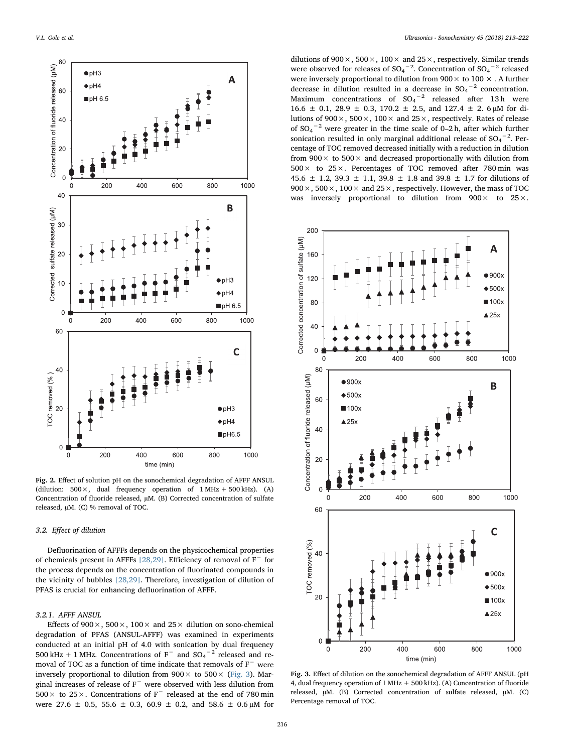Fig. 2. Effect of solution pH on the sonochemical degradation of AFFF ANSUL (dilution: 500×, dual frequency operation of 1 MHz + 500 kHz). (A) Concentration of fluoride released, μM. (B) Corrected concentration of sulfate released, μM. (C) % removal of TOC.

### 3.2. Effect of dilution

Defluorination of AFFFs depends on the physicochemical properties of chemicals present in AFFFs [28,29]. Efficiency of removal of $F^-$ for the process depends on the concentration of fluorinated compounds in the vicinity of bubbles [28,29]. Therefore, investigation of dilution of PFAS is crucial for enhancing defluorination of AFFF.

#### 3.2.1. AFFF ANSUL

Effects of 900×, 500×, 100× and 25× dilution on sono-chemical degradation of PFAS (ANSUL-AFFF) was examined in experiments conducted at an initial pH of 4.0 with sonication by dual frequency 500 kHz + 1 MHz. Concentrations of $F^-$ and $SO_4^{-2}$ released and removal of TOC as a function of time indicate that removals of $F^-$ were inversely proportional to dilution from 900× to 500× (Fig. 3). Marginal increases of release of $F^-$ were observed with less dilution from 500× to 25×. Concentrations of $F^-$ released at the end of 780 min were 27.6 ± 0.5, 55.6 ± 0.3, 60.9 ± 0.2, and 58.6 ± 0.6 μM for dilutions of 900×, 500×, 100× and 25×, respectively. Similar trends were observed for releases of $SO_4^{-2}$. Concentration of $SO_4^{-2}$ released were inversely proportional to dilution from 900× to 100×. A further decrease in dilution resulted in a decrease in $SO_4^{-2}$ concentration. Maximum concentrations of $SO_4^{-2}$ released after 13 h were 16.6 ± 0.1, 28.9 ± 0.3, 170.2 ± 2.5, and 127.4 ± 2. 6 μM for dilutions of 900×, 500×, 100× and 25×, respectively. Rates of release of $SO_4^{-2}$ were greater in the time scale of 0–2 h, after which further sonication resulted in only marginal additional release of $SO_4^{-2}$. Percentage of TOC removed decreased initially with a reduction in dilution from 900× to 500× and decreased proportionally with dilution from 500× to 25×. Percentages of TOC removed after 780 min was 45.6 ± 1.2, 39.3 ± 1.1, 39.8 ± 1.8 and 39.8 ± 1.7 for dilutions of 900×, 500×, 100× and 25×, respectively. However, the mass of TOC was inversely proportional to dilution from 900× to 25×.

Fig. 3. Effect of dilution on the sonochemical degradation of AFFF ANSUL (pH 4, dual frequency operation of 1 MHz + 500 kHz). (A) Concentration of fluoride released, μM. (B) Corrected concentration of sulfate released, μM. (C) Percentage removal of TOC.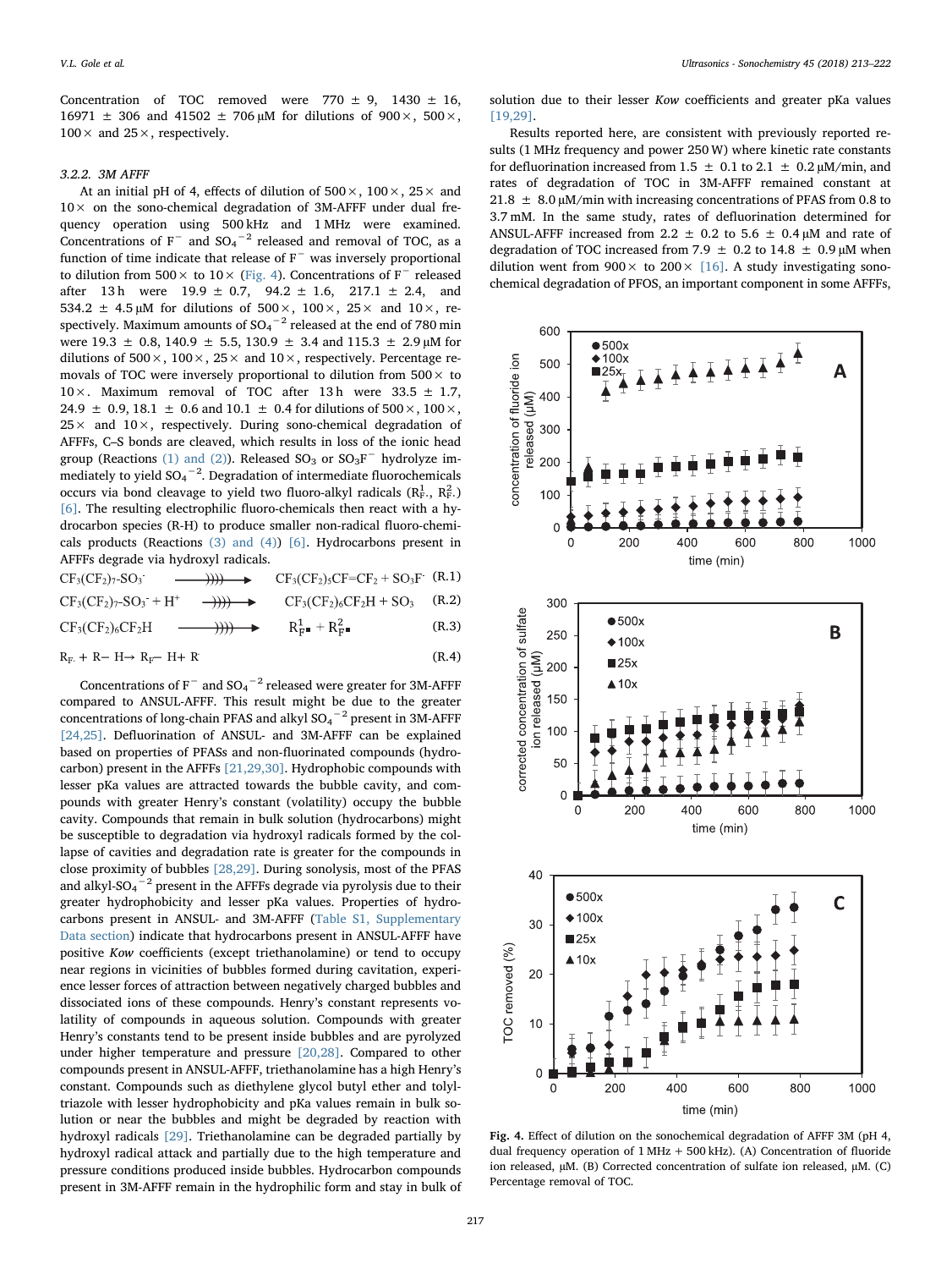Concentration of TOC removed were 770 ± 9, 1430 ± 16, 16971 ± 306 and 41502 ± 706 μM for dilutions of 900×, 500×, 100× and 25×, respectively.

### 3.2.2. 3M AFFF

At an initial pH of 4, effects of dilution of 500×, 100×, 25× and 10× on the sono-chemical degradation of 3M-AFFF under dual frequency operation using 500 kHz and 1 MHz were examined. Concentrations of $F^-$ and $SO_4^{-2}$ released and removal of TOC, as a function of time indicate that release of $F^-$ was inversely proportional to dilution from 500× to 10× (Fig. 4). Concentrations of $F^-$ released after 13 h were 19.9 ± 0.7, 94.2 ± 1.6, 217.1 ± 2.4, and 534.2 ± 4.5 μM for dilutions of 500×, 100×, 25× and 10×, respectively. Maximum amounts of $SO_4^{-2}$ released at the end of 780 min were 19.3 ± 0.8, 140.9 ± 5.5, 130.9 ± 3.4 and 115.3 ± 2.9 μM for dilutions of 500×, 100×, 25× and 10×, respectively. Percentage removals of TOC were inversely proportional to dilution from 500× to 10×. Maximum removal of TOC after 13 h were 33.5 ± 1.7, 24.9 ± 0.9, 18.1 ± 0.6 and 10.1 ± 0.4 for dilutions of 500×, 100×, 25× and 10×, respectively. During sono-chemical degradation of AFFFs, C–S bonds are cleaved, which results in loss of the ionic head group (Reactions (1) and (2)). Released $SO_3$ or $SO_3F^-$ hydrolyze immediately to yield $SO_4^{-2}$. Degradation of intermediate fluorochemicals occurs via bond cleavage to yield two fluoro-alkyl radicals ($R_F^1\cdot$, $R_F^2\cdot$) [6]. The resulting electrophilic fluoro-chemicals then react with a hydrocarbon species (R-H) to produce smaller non-radical fluoro-chemicals products (Reactions (3) and (4)) [6]. Hydrocarbons present in AFFFs degrade via hydroxyl radicals.

$$CF_3(CF_2)_7\text{-}SO_3^- \xrightarrow{)))))} CF_3(CF_2)_5CF{=}CF_2 + SO_3F^- \quad \text{(R.1)}$$

$$CF_3(CF_2)_7\text{-}SO_3^- + H^+ \xrightarrow{)))))} CF_3(CF_2)_6CF_2H + SO_3 \quad \text{(R.2)}$$

$$CF_3(CF_2)_6CF_2H \xrightarrow{)))))} R_F^1\blacksquare + R_F^2\blacksquare \quad \text{(R.3)}$$

$$R_F\cdot + R\text{–}H \rightarrow R_F\text{–}H + R\cdot \quad \text{(R.4)}$$

Concentrations of $F^-$ and $SO_4^{-2}$ released were greater for 3M-AFFF compared to ANSUL-AFFF. This result might be due to the greater concentrations of long-chain PFAS and alkyl $SO_4^{-2}$ present in 3M-AFFF [24,25]. Defluorination of ANSUL- and 3M-AFFF can be explained based on properties of PFASs and non-fluorinated compounds (hydrocarbon) present in the AFFFs [21,29,30]. Hydrophobic compounds with lesser pKa values are attracted towards the bubble cavity, and compounds with greater Henry's constant (volatility) occupy the bubble cavity. Compounds that remain in bulk solution (hydrocarbons) might be susceptible to degradation via hydroxyl radicals formed by the collapse of cavities and degradation rate is greater for the compounds in close proximity of bubbles [28,29]. During sonolysis, most of the PFAS and alkyl-$SO_4^{-2}$ present in the AFFFs degrade via pyrolysis due to their greater hydrophobicity and lesser pKa values. Properties of hydrocarbons present in ANSUL- and 3M-AFFF (Table S1, Supplementary Data section) indicate that hydrocarbons present in ANSUL-AFFF have positive *Kow* coefficients (except triethanolamine) or tend to occupy near regions in vicinities of bubbles formed during cavitation, experience lesser forces of attraction between negatively charged bubbles and dissociated ions of these compounds. Henry's constant represents volatility of compounds in aqueous solution. Compounds with greater Henry's constants tend to be present inside bubbles and are pyrolyzed under higher temperature and pressure [20,28]. Compared to other compounds present in ANSUL-AFFF, triethanolamine has a high Henry's constant. Compounds such as diethylene glycol butyl ether and tolyltriazole with lesser hydrophobicity and pKa values remain in bulk solution or near the bubbles and might be degraded by reaction with hydroxyl radicals [29]. Triethanolamine can be degraded partially by hydroxyl radical attack and partially due to the high temperature and pressure conditions produced inside bubbles. Hydrocarbon compounds present in 3M-AFFF remain in the hydrophilic form and stay in bulk of solution due to their lesser *Kow* coefficients and greater pKa values [19,29].

Results reported here, are consistent with previously reported results (1 MHz frequency and power 250 W) where kinetic rate constants for defluorination increased from 1.5 ± 0.1 to 2.1 ± 0.2 μM/min, and rates of degradation of TOC in 3M-AFFF remained constant at 21.8 ± 8.0 μM/min with increasing concentrations of PFAS from 0.8 to 3.7 mM. In the same study, rates of defluorination determined for ANSUL-AFFF increased from 2.2 ± 0.2 to 5.6 ± 0.4 μM and rate of degradation of TOC increased from 7.9 ± 0.2 to 14.8 ± 0.9 μM when dilution went from 900× to 200× [16]. A study investigating sonochemical degradation of PFOS, an important component in some AFFFs,

Fig. 4. Effect of dilution on the sonochemical degradation of AFFF 3M (pH 4, dual frequency operation of 1 MHz + 500 kHz). (A) Concentration of fluoride ion released, μM. (B) Corrected concentration of sulfate ion released, μM. (C) Percentage removal of TOC.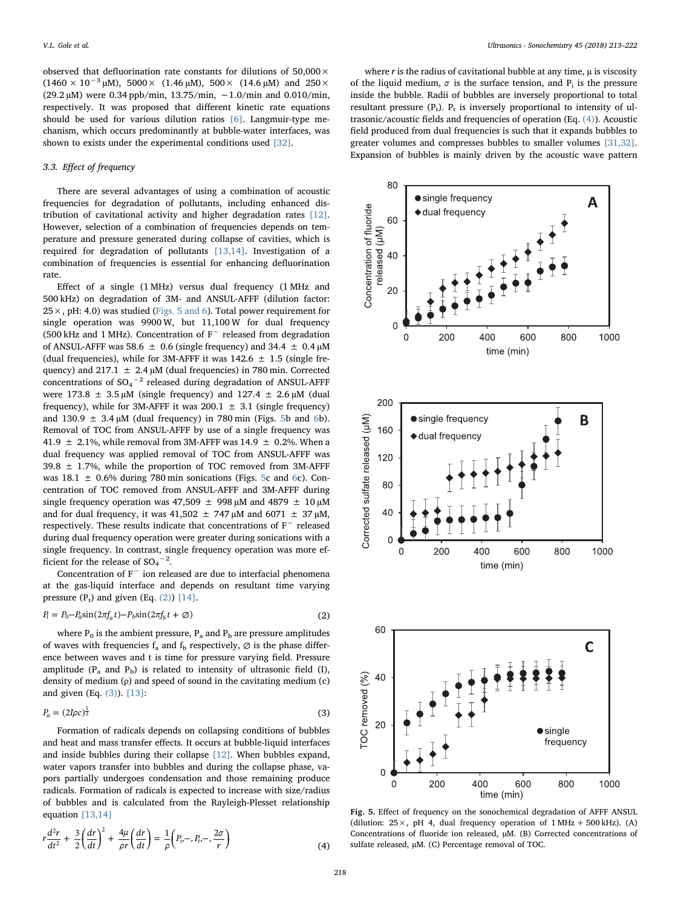observed that defluorination rate constants for dilutions of 50,000× (1460 × $10^{-3}$ µM), 5000× (1.46 µM), 500× (14.6 µM) and 250× (29.2 µM) were 0.34 ppb/min, 13.75/min, −1.0/min and 0.010/min, respectively. It was proposed that different kinetic rate equations should be used for various dilution ratios [6]. Langmuir-type mechanism, which occurs predominantly at bubble-water interfaces, was shown to exists under the experimental conditions used [32].

### 3.3. Effect of frequency

There are several advantages of using a combination of acoustic frequencies for degradation of pollutants, including enhanced distribution of cavitational activity and higher degradation rates [12]. However, selection of a combination of frequencies depends on temperature and pressure generated during collapse of cavities, which is required for degradation of pollutants [13,14]. Investigation of a combination of frequencies is essential for enhancing defluorination rate.

Effect of a single (1 MHz) versus dual frequency (1 MHz and 500 kHz) on degradation of 3M- and ANSUL-AFFF (dilution factor: 25×, pH: 4.0) was studied (Figs. 5 and 6). Total power requirement for single operation was 9900 W, but 11,100 W for dual frequency (500 kHz and 1 MHz). Concentration of $F^-$ released from degradation of ANSUL-AFFF was 58.6 ± 0.6 (single frequency) and 34.4 ± 0.4 µM (dual frequencies), while for 3M-AFFF it was 142.6 ± 1.5 (single frequency) and 217.1 ± 2.4 µM (dual frequencies) in 780 min. Corrected concentrations of $SO_4^{-2}$ released during degradation of ANSUL-AFFF were 173.8 ± 3.5 µM (single frequency) and 127.4 ± 2.6 µM (dual frequency), while for 3M-AFFF it was 200.1 ± 3.1 (single frequency) and 130.9 ± 3.4 µM (dual frequency) in 780 min (Figs. 5b and 6b). Removal of TOC from ANSUL-AFFF by use of a single frequency was 41.9 ± 2.1%, while removal from 3M-AFFF was 14.9 ± 0.2%. When a dual frequency was applied removal of TOC from ANSUL-AFFF was 39.8 ± 1.7%, while the proportion of TOC removed from 3M-AFFF was 18.1 ± 0.6% during 780 min sonications (Figs. 5c and 6c). Concentration of TOC removed from ANSUL-AFFF and 3M-AFFF during single frequency operation was 47,509 ± 998 µM and 4879 ± 10 µM and for dual frequency, it was 41,502 ± 747 µM and 6071 ± 37 µM, respectively. These results indicate that concentrations of $F^-$ released during dual frequency operation were greater during sonications with a single frequency. In contrast, single frequency operation was more efficient for the release of $SO_4^{-2}$.

Concentration of $F^-$ ion released are due to interfacial phenomena at the gas-liquid interface and depends on resultant time varying pressure ($P_t$) and given (Eq. (2)) [14].

$$P_t = P_0 - P_a \sin(2\pi f_a t) - P_b \sin(2\pi f_b t + \varnothing) \tag{2}$$

where $P_0$ is the ambient pressure, $P_a$ and $P_b$ are pressure amplitudes of waves with frequencies $f_a$ and $f_b$ respectively, $\varnothing$ is the phase difference between waves and t is time for pressure varying field. Pressure amplitude ($P_a$ and $P_b$) is related to intensity of ultrasonic field (I), density of medium (ρ) and speed of sound in the cavitating medium (c) and given (Eq. (3)). [13]:

$$P_a = (2I\rho c)^{\frac{1}{2}} \tag{3}$$

Formation of radicals depends on collapsing conditions of bubbles and heat and mass transfer effects. It occurs at bubble-liquid interfaces and inside bubbles during their collapse [12]. When bubbles expand, water vapors transfer into bubbles and during the collapse phase, vapors partially undergoes condensation and those remaining produce radicals. Formation of radicals is expected to increase with size/radius of bubbles and is calculated from the Rayleigh-Plesset relationship equation [13,14]

$$r\frac{d^2r}{dt^2} + \frac{3}{2}\left(\frac{dr}{dt}\right)^2 + \frac{4\mu}{\rho r}\left(\frac{dr}{dt}\right) = \frac{1}{\rho}\left(P_i, -, P_t, -, \frac{2\sigma}{r}\right) \tag{4}$$

where $r$ is the radius of cavitational bubble at any time, µ is viscosity of the liquid medium, $\sigma$ is the surface tension, and $P_i$ is the pressure inside the bubble. Radii of bubbles are inversely proportional to total resultant pressure ($P_t$). $P_t$ is inversely proportional to intensity of ultrasonic/acoustic fields and frequencies of operation (Eq. (4)). Acoustic field produced from dual frequencies is such that it expands bubbles to greater volumes and compresses bubbles to smaller volumes [31,32]. Expansion of bubbles is mainly driven by the acoustic wave pattern

Fig. 5. Effect of frequency on the sonochemical degradation of AFFF ANSUL (dilution: 25×, pH 4, dual frequency operation of 1 MHz + 500 kHz). (A) Concentrations of fluoride ion released, µM. (B) Corrected concentrations of sulfate released, µM. (C) Percentage removal of TOC.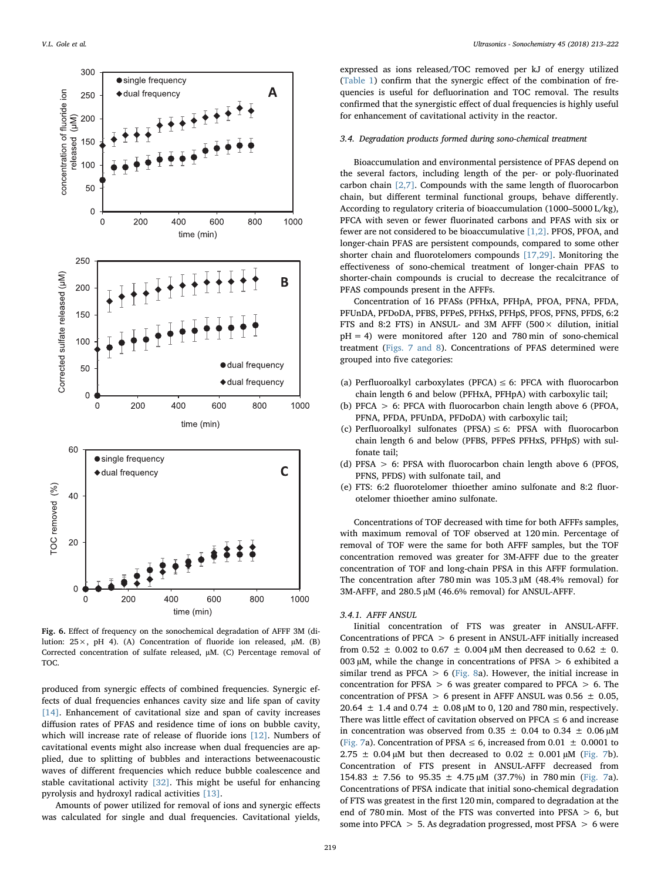Fig. 6. Effect of frequency on the sonochemical degradation of AFFF 3M (dilution: 25×, pH 4). (A) Concentration of fluoride ion released, μM. (B) Corrected concentration of sulfate released, μM. (C) Percentage removal of TOC.

produced from synergic effects of combined frequencies. Synergic effects of dual frequencies enhances cavity size and life span of cavity [14]. Enhancement of cavitational size and span of cavity increases diffusion rates of PFAS and residence time of ions on bubble cavity, which will increase rate of release of fluoride ions [12]. Numbers of cavitational events might also increase when dual frequencies are applied, due to splitting of bubbles and interactions betweenacoustic waves of different frequencies which reduce bubble coalescence and stable cavitational activity [32]. This might be useful for enhancing pyrolysis and hydroxyl radical activities [13].

Amounts of power utilized for removal of ions and synergic effects was calculated for single and dual frequencies. Cavitational yields, expressed as ions released/TOC removed per kJ of energy utilized (Table 1) confirm that the synergic effect of the combination of frequencies is useful for defluorination and TOC removal. The results confirmed that the synergistic effect of dual frequencies is highly useful for enhancement of cavitational activity in the reactor.

### 3.4. Degradation products formed during sono-chemical treatment

Bioaccumulation and environmental persistence of PFAS depend on the several factors, including length of the per- or poly-fluorinated carbon chain [2,7]. Compounds with the same length of fluorocarbon chain, but different terminal functional groups, behave differently. According to regulatory criteria of bioaccumulation (1000–5000 L/kg), PFCA with seven or fewer fluorinated carbons and PFAS with six or fewer are not considered to be bioaccumulative [1,2]. PFOS, PFOA, and longer-chain PFAS are persistent compounds, compared to some other shorter chain and fluorotelomers compounds [17,29]. Monitoring the effectiveness of sono-chemical treatment of longer-chain PFAS to shorter-chain compounds is crucial to decrease the recalcitrance of PFAS compounds present in the AFFFs.

Concentration of 16 PFASs (PFHxA, PFHpA, PFOA, PFNA, PFDA, PFUnDA, PFDoDA, PFBS, PFPeS, PFHxS, PFHpS, PFOS, PFNS, PFDS, 6:2 FTS and 8:2 FTS) in ANSUL- and 3M AFFF (500× dilution, initial pH = 4) were monitored after 120 and 780 min of sono-chemical treatment (Figs. 7 and 8). Concentrations of PFAS determined were grouped into five categories:

(a) Perfluoroalkyl carboxylates (PFCA) ≤ 6: PFCA with fluorocarbon chain length 6 and below (PFHxA, PFHpA) with carboxylic tail;
(b) PFCA > 6: PFCA with fluorocarbon chain length above 6 (PFOA, PFNA, PFDA, PFUnDA, PFDoDA) with carboxylic tail;
(c) Perfluoroalkyl sulfonates (PFSA) ≤ 6: PFSA with fluorocarbon chain length 6 and below (PFBS, PFPeS PFHxS, PFHpS) with sulfonate tail;
(d) PFSA > 6: PFSA with fluorocarbon chain length above 6 (PFOS, PFNS, PFDS) with sulfonate tail, and
(e) FTS: 6:2 fluorotelomer thioether amino sulfonate and 8:2 fluorotelomer thioether amino sulfonate.

Concentrations of TOF decreased with time for both AFFFs samples, with maximum removal of TOF observed at 120 min. Percentage of removal of TOF were the same for both AFFF samples, but the TOF concentration removed was greater for 3M-AFFF due to the greater concentration of TOF and long-chain PFSA in this AFFF formulation. The concentration after 780 min was 105.3 μM (48.4% removal) for 3M-AFFF, and 280.5 μM (46.6% removal) for ANSUL-AFFF.

#### 3.4.1. AFFF ANSUL

Iinitial concentration of FTS was greater in ANSUL-AFFF. Concentrations of PFCA > 6 present in ANSUL-AFF initially increased from 0.52 ± 0.002 to 0.67 ± 0.004 μM then decreased to 0.62 ± 0. 003 μM, while the change in concentrations of PFSA > 6 exhibited a similar trend as PFCA > 6 (Fig. 8a). However, the initial increase in concentration for PFSA > 6 was greater compared to PFCA > 6. The concentration of PFSA > 6 present in AFFF ANSUL was 0.56 ± 0.05, 20.64 ± 1.4 and 0.74 ± 0.08 μM to 0, 120 and 780 min, respectively. There was little effect of cavitation observed on PFCA ≤ 6 and increase in concentration was observed from 0.35 ± 0.04 to 0.34 ± 0.06 μM (Fig. 7a). Concentration of PFSA ≤ 6, increased from 0.01 ± 0.0001 to 2.75 ± 0.04 μM but then decreased to 0.02 ± 0.001 μM (Fig. 7b). Concentration of FTS present in ANSUL-AFFF decreased from 154.83 ± 7.56 to 95.35 ± 4.75 μM (37.7%) in 780 min (Fig. 7a). Concentrations of PFSA indicate that initial sono-chemical degradation of FTS was greatest in the first 120 min, compared to degradation at the end of 780 min. Most of the FTS was converted into PFSA > 6, but some into PFCA > 5. As degradation progressed, most PFSA > 6 were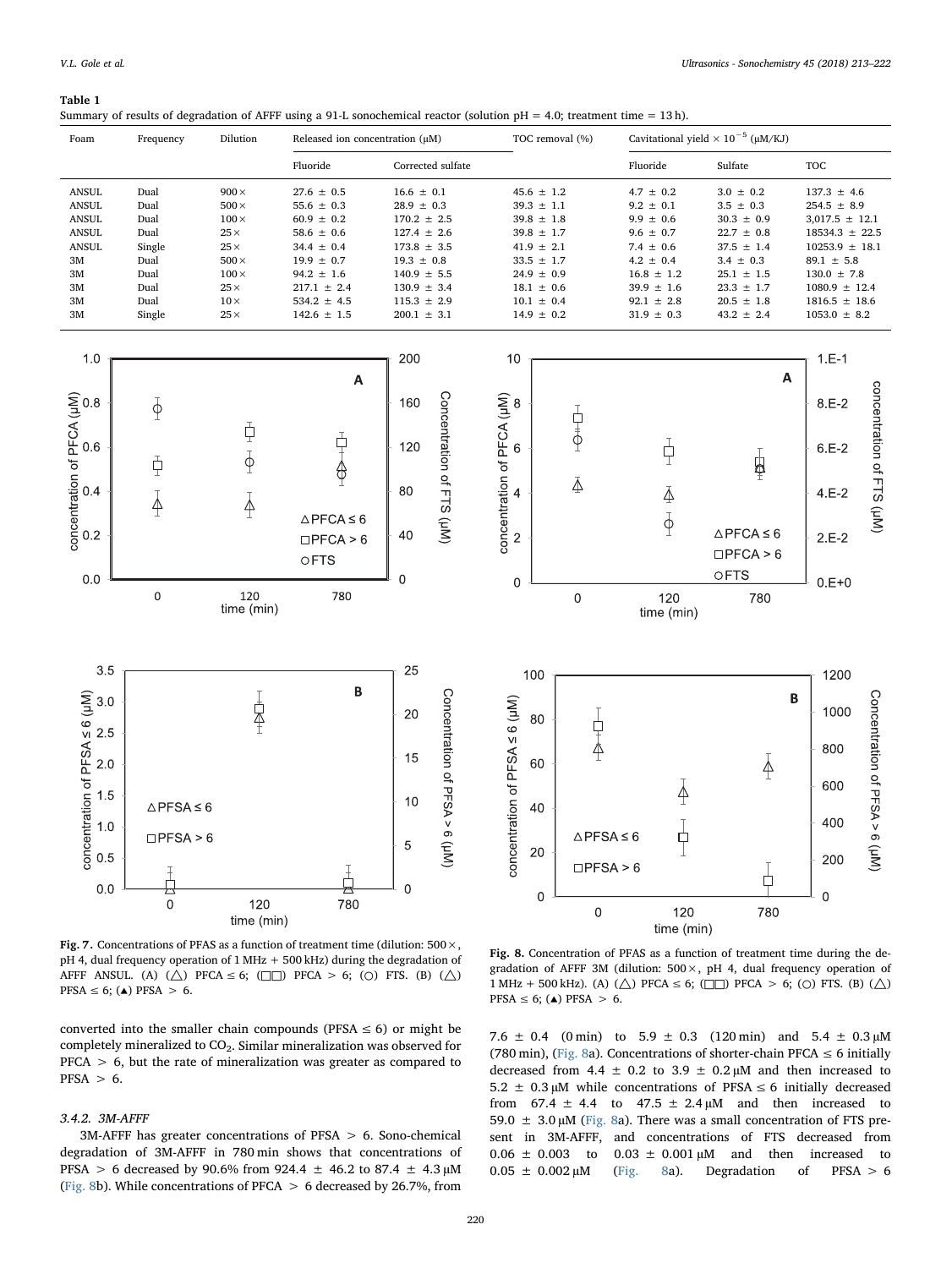**Table 1**
Summary of results of degradation of AFFF using a 91-L sonochemical reactor (solution pH = 4.0; treatment time = 13 h).

| Foam | Frequency | Dilution | Released ion concentration (μM) | | TOC removal (%) | Cavitational yield × $10^{-5}$ (μM/KJ) | | |
|---|---|---|---|---|---|---|---|---|
| | | | Fluoride | Corrected sulfate | | Fluoride | Sulfate | TOC |
| ANSUL | Dual | 900× | 27.6 ± 0.5 | 16.6 ± 0.1 | 45.6 ± 1.2 | 4.7 ± 0.2 | 3.0 ± 0.2 | 137.3 ± 4.6 |
| ANSUL | Dual | 500× | 55.6 ± 0.3 | 28.9 ± 0.3 | 39.3 ± 1.1 | 9.2 ± 0.1 | 3.5 ± 0.3 | 254.5 ± 8.9 |
| ANSUL | Dual | 100× | 60.9 ± 0.2 | 170.2 ± 2.5 | 39.8 ± 1.8 | 9.9 ± 0.6 | 30.3 ± 0.9 | 3,017.5 ± 12.1 |
| ANSUL | Dual | 25× | 58.6 ± 0.6 | 127.4 ± 2.6 | 39.8 ± 1.7 | 9.6 ± 0.7 | 22.7 ± 0.8 | 18534.3 ± 22.5 |
| ANSUL | Single | 25× | 34.4 ± 0.4 | 173.8 ± 3.5 | 41.9 ± 2.1 | 7.4 ± 0.6 | 37.5 ± 1.4 | 10253.9 ± 18.1 |
| 3M | Dual | 500× | 19.9 ± 0.7 | 19.3 ± 0.8 | 33.5 ± 1.7 | 4.2 ± 0.4 | 3.4 ± 0.3 | 89.1 ± 5.8 |
| 3M | Dual | 100× | 94.2 ± 1.6 | 140.9 ± 5.5 | 24.9 ± 0.9 | 16.8 ± 1.2 | 25.1 ± 1.5 | 130.0 ± 7.8 |
| 3M | Dual | 25× | 217.1 ± 2.4 | 130.9 ± 3.4 | 18.1 ± 0.6 | 39.9 ± 1.6 | 23.3 ± 1.7 | 1080.9 ± 12.4 |
| 3M | Dual | 10× | 534.2 ± 4.5 | 115.3 ± 2.9 | 10.1 ± 0.4 | 92.1 ± 2.8 | 20.5 ± 1.8 | 1816.5 ± 18.6 |
| 3M | Single | 25× | 142.6 ± 1.5 | 200.1 ± 3.1 | 14.9 ± 0.2 | 31.9 ± 0.3 | 43.2 ± 2.4 | 1053.0 ± 8.2 |

**Fig. 7.** Concentrations of PFAS as a function of treatment time (dilution: 500×, pH 4, dual frequency operation of 1 MHz + 500 kHz) during the degradation of AFFF ANSUL. (A) (△) PFCA ≤ 6; (□) PFCA > 6; (○) FTS. (B) (△) PFSA ≤ 6; (▲) PFSA > 6.

**Fig. 8.** Concentration of PFAS as a function of treatment time during the degradation of AFFF 3M (dilution: 500×, pH 4, dual frequency operation of 1 MHz + 500 kHz). (A) (△) PFCA ≤ 6; (□) PFCA > 6; (○) FTS. (B) (△) PFSA ≤ 6; (▲) PFSA > 6.

converted into the smaller chain compounds (PFSA ≤ 6) or might be completely mineralized to $CO_2$. Similar mineralization was observed for PFCA > 6, but the rate of mineralization was greater as compared to PFSA > 6.

#### 3.4.2. 3M-AFFF

3M-AFFF has greater concentrations of PFSA > 6. Sono-chemical degradation of 3M-AFFF in 780 min shows that concentrations of PFSA > 6 decreased by 90.6% from 924.4 ± 46.2 to 87.4 ± 4.3 μM (Fig. 8b). While concentrations of PFCA > 6 decreased by 26.7%, from 7.6 ± 0.4 (0 min) to 5.9 ± 0.3 (120 min) and 5.4 ± 0.3 μM (780 min), (Fig. 8a). Concentrations of shorter-chain PFCA ≤ 6 initially decreased from 4.4 ± 0.2 to 3.9 ± 0.2 μM and then increased to 5.2 ± 0.3 μM while concentrations of PFSA ≤ 6 initially decreased from 67.4 ± 4.4 to 47.5 ± 2.4 μM and then increased to 59.0 ± 3.0 μM (Fig. 8a). There was a small concentration of FTS present in 3M-AFFF, and concentrations of FTS decreased from 0.06 ± 0.003 to 0.03 ± 0.001 μM and then increased to 0.05 ± 0.002 μM (Fig. 8a). Degradation of PFSA > 6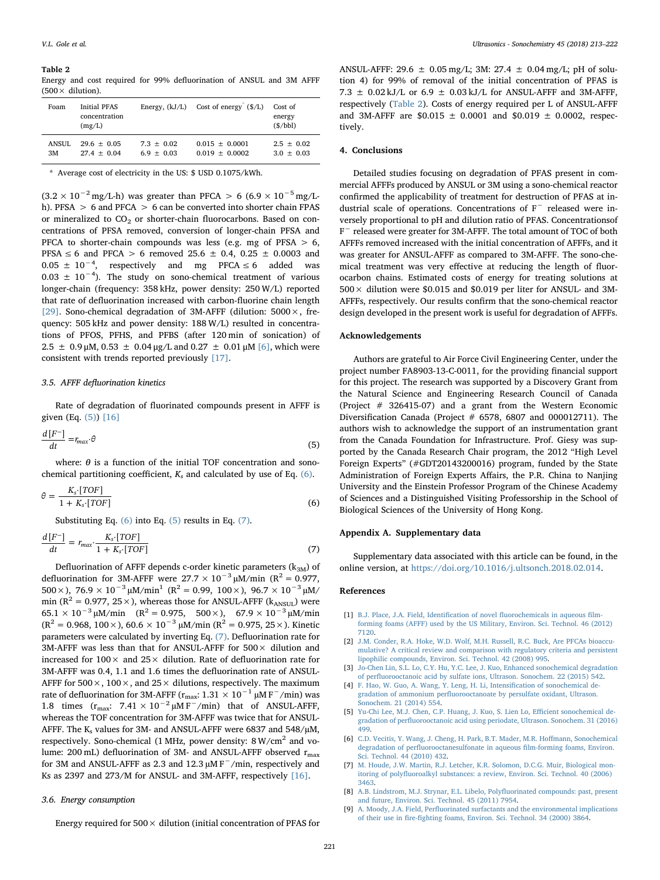**Table 2**
Energy and cost required for 99% defluorination of ANSUL and 3M AFFF (500× dilution).

| Foam | Initial PFAS concentration (mg/L) | Energy, (kJ/L) | Cost of energy* ($/L) | Cost of energy ($/bbl) |
|---|---|---|---|---|
| ANSUL | 29.6 ± 0.05 | 7.3 ± 0.02 | 0.015 ± 0.0001 | 2.5 ± 0.02 |
| 3M | 27.4 ± 0.04 | 6.9 ± 0.03 | 0.019 ± 0.0002 | 3.0 ± 0.03 |

\* Average cost of electricity in the US: $ USD 0.1075/kWh.

($3.2 \times 10^{-2}$ mg/L-h) was greater than PFCA > 6 ($6.9 \times 10^{-5}$ mg/L-h). PFSA > 6 and PFCA > 6 can be converted into shorter chain FPAS or mineralized to $CO_2$ or shorter-chain fluorocarbons. Based on concentrations of PFSA removed, conversion of longer-chain PFSA and PFCA to shorter-chain compounds was less (e.g. mg of PFSA > 6, PFSA ≤ 6 and PFCA > 6 removed 25.6 ± 0.4, 0.25 ± 0.0003 and 0.05 ± $10^{-4}$, respectively and mg PFCA ≤ 6 added was 0.03 ± $10^{-4}$). The study on sono-chemical treatment of various longer-chain (frequency: 358 kHz, power density: 250 W/L) reported that rate of defluorination increased with carbon-fluorine chain length [29]. Sono-chemical degradation of 3M-AFFF (dilution: 5000×, frequency: 505 kHz and power density: 188 W/L) resulted in concentrations of PFOS, PFHS, and PFBS (after 120 min of sonication) of 2.5 ± 0.9 μM, 0.53 ± 0.04 μg/L and 0.27 ± 0.01 μM [6], which were consistent with trends reported previously [17].

### 3.5. AFFF defluorination kinetics

Rate of degradation of fluorinated compounds present in AFFF is given (Eq. (5)) [16]

$$\frac{d[F^-]}{dt} = r_{max} \cdot \theta \tag{5}$$

where: $\theta$ is a function of the initial TOF concentration and sono-chemical partitioning coefficient, $K_s$ and calculated by use of Eq. (6).

$$\theta = \frac{K_s \cdot [TOF]}{1 + K_s \cdot [TOF]} \tag{6}$$

Substituting Eq. (6) into Eq. (5) results in Eq. (7).

$$\frac{d[F^-]}{dt} = r_{max} \cdot \frac{K_s \cdot [TOF]}{1 + K_s \cdot [TOF]} \tag{7}$$

Defluorination of AFFF depends c-order kinetic parameters ($k_{3M}$) of defluorination for 3M-AFFF were $27.7 \times 10^{-3}$ μM/min ($R^2 = 0.977$, 500×), $76.9 \times 10^{-3}$ μM/min$^1$ ($R^2 = 0.99$, 100×), $96.7 \times 10^{-3}$ μM/min ($R^2 = 0.977$, 25×), whereas those for ANSUL-AFFF ($k_{ANSUL}$) were $65.1 \times 10^{-3}$ μM/min ($R^2 = 0.975$, 500×), $67.9 \times 10^{-3}$ μM/min ($R^2 = 0.968$, 100×), $60.6 \times 10^{-3}$ μM/min ($R^2 = 0.975$, 25×). Kinetic parameters were calculated by inverting Eq. (7). Defluorination rate for 3M-AFFF was less than that for ANSUL-AFFF for 500× dilution and increased for 100× and 25× dilution. Rate of defluorination rate for 3M-AFFF was 0.4, 1.1 and 1.6 times the defluorination rate of ANSUL-AFFF for 500×, 100×, and 25× dilutions, respectively. The maximum rate of defluorination for 3M-AFFF ($r_{max}$: $1.31 \times 10^{-1}$ μM $F^-$/min) was 1.8 times ($r_{max}$: $7.41 \times 10^{-2}$ μM $F^-$/min) that of ANSUL-AFFF, whereas the TOF concentration for 3M-AFFF was twice that for ANSUL-AFFF. The $K_s$ values for 3M- and ANSUL-AFFF were 6837 and 548/μM, respectively. Sono-chemical (1 MHz, power density: 8 W/cm$^2$ and volume: 200 mL) defluorination of 3M- and ANSUL-AFFF observed $r_{max}$ for 3M and ANSUL-AFFF as 2.3 and 12.3 μM $F^-$/min, respectively and Ks as 2397 and 273/M for ANSUL- and 3M-AFFF, respectively [16].

### 3.6. Energy consumption

Energy required for 500× dilution (initial concentration of PFAS for ANSUL-AFFF: 29.6 ± 0.05 mg/L; 3M: 27.4 ± 0.04 mg/L; pH of solution 4) for 99% of removal of the initial concentration of PFAS is 7.3 ± 0.02 kJ/L or 6.9 ± 0.03 kJ/L for ANSUL-AFFF and 3M-AFFF, respectively (Table 2). Costs of energy required per L of ANSUL-AFFF and 3M-AFFF are $0.015 ± 0.0001 and $0.019 ± 0.0002, respectively.

## 4. Conclusions

Detailed studies focusing on degradation of PFAS present in commercial AFFFs produced by ANSUL or 3M using a sono-chemical reactor confirmed the applicability of treatment for destruction of PFAS at industrial scale of operations. Concentrations of $F^-$ released were inversely proportional to pH and dilution ratio of PFAS. Concentrationsof $F^-$ released were greater for 3M-AFFF. The total amount of TOC of both AFFFs removed increased with the initial concentration of AFFFs, and it was greater for ANSUL-AFFF as compared to 3M-AFFF. The sono-chemical treatment was very effective at reducing the length of fluorocarbon chains. Estimated costs of energy for treating solutions at 500× dilution were $0.015 and $0.019 per liter for ANSUL- and 3M-AFFFs, respectively. Our results confirm that the sono-chemical reactor design developed in the present work is useful for degradation of AFFFs.

## Acknowledgements

Authors are grateful to Air Force Civil Engineering Center, under the project number FA8903-13-C-0011, for the providing financial support for this project. The research was supported by a Discovery Grant from the Natural Science and Engineering Research Council of Canada (Project # 326415-07) and a grant from the Western Economic Diversification Canada (Project # 6578, 6807 and 000012711). The authors wish to acknowledge the support of an instrumentation grant from the Canada Foundation for Infrastructure. Prof. Giesy was supported by the Canada Research Chair program, the 2012 "High Level Foreign Experts" (#GDT20143200016) program, funded by the State Administration of Foreign Experts Affairs, the P.R. China to Nanjing University and the Einstein Professor Program of the Chinese Academy of Sciences and a Distinguished Visiting Professorship in the School of Biological Sciences of the University of Hong Kong.

## Appendix A. Supplementary data

Supplementary data associated with this article can be found, in the online version, at https://doi.org/10.1016/j.ultsonch.2018.02.014.

## References

[1] B.J. Place, J.A. Field, Identification of novel fluorochemicals in aqueous film-forming foams (AFFF) used by the US Military, Environ. Sci. Technol. 46 (2012) 7120.

[2] J.M. Conder, R.A. Hoke, W.D. Wolf, M.H. Russell, R.C. Buck, Are PFCAs bioaccumulative? A critical review and comparison with regulatory criteria and persistent lipophilic compounds, Environ. Sci. Technol. 42 (2008) 995.

[3] Jo-Chen Lin, S.L. Lo, C.Y. Hu, Y.C. Lee, J. Kuo, Enhanced sonochemical degradation of perfluorooctanoic acid by sulfate ions, Ultrason. Sonochem. 22 (2015) 542.

[4] F. Hao, W. Guo, A. Wang, Y. Leng, H. Li, Intensification of sonochemical degradation of ammonium perfluorooctanoate by persulfate oxidant, Ultrason. Sonochem. 21 (2014) 554.

[5] Yu-Chi Lee, M.J. Chen, C.P. Huang, J. Kuo, S. Lien Lo, Efficient sonochemical degradation of perfluorooctanoic acid using periodate, Ultrason. Sonochem. 31 (2016) 499.

[6] C.D. Vecitis, Y. Wang, J. Cheng, H. Park, B.T. Mader, M.R. Hoffmann, Sonochemical degradation of perfluorooctanesulfonate in aqueous film-forming foams, Environ. Sci. Technol. 44 (2010) 432.

[7] M. Houde, J.W. Martin, R.J. Letcher, K.R. Solomon, D.C.G. Muir, Biological monitoring of polyfluoroalkyl substances: a review, Environ. Sci. Technol. 40 (2006) 3463.

[8] A.B. Lindstrom, M.J. Strynar, E.L. Libelo, Polyfluorinated compounds: past, present and future, Environ. Sci. Technol. 45 (2011) 7954.

[9] A. Moody, J.A. Field, Perfluorinated surfactants and the environmental implications of their use in fire-fighting foams, Environ. Sci. Technol. 34 (2000) 3864.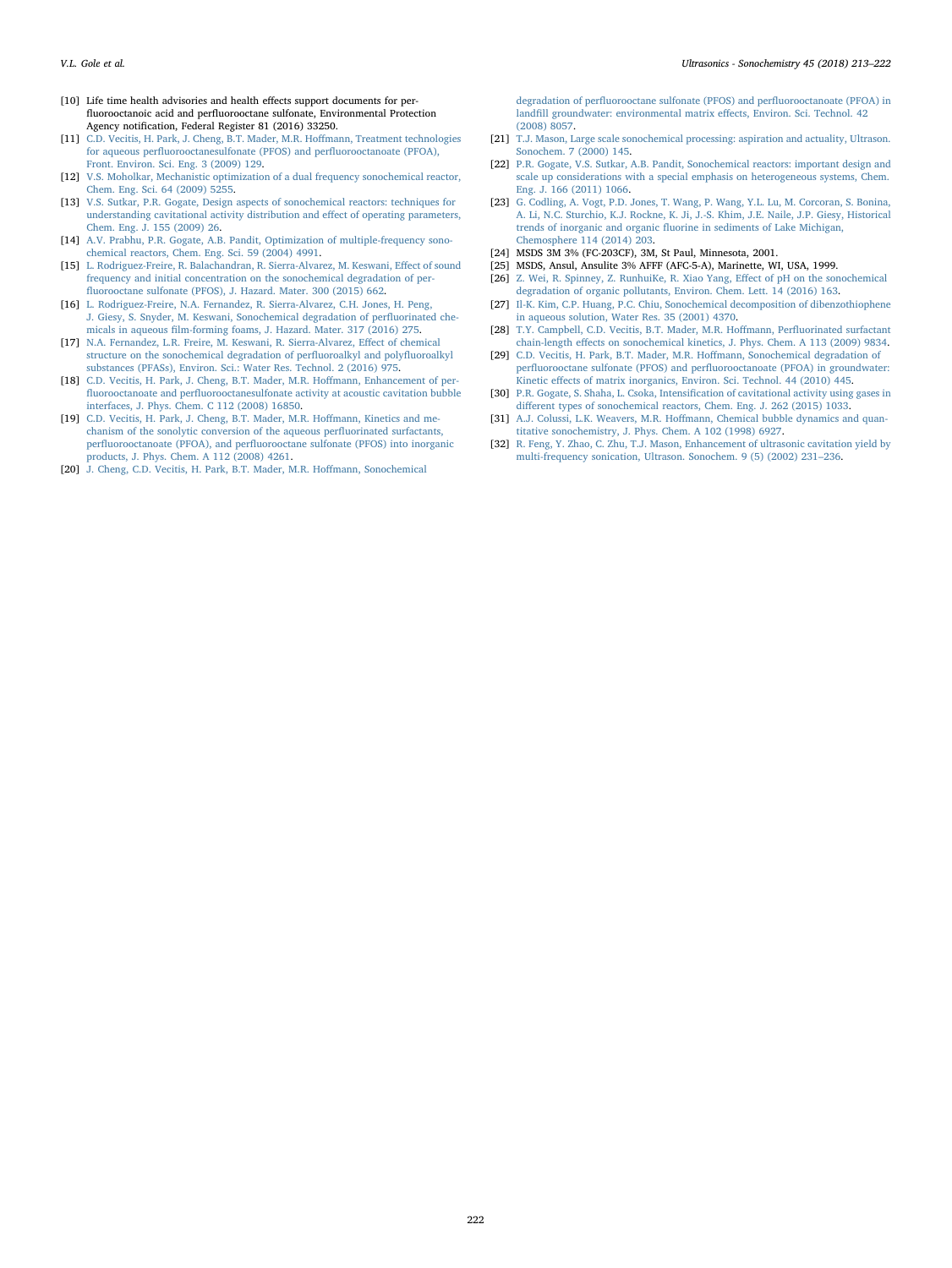[10] Life time health advisories and health effects support documents for perfluorooctanoic acid and perfluorooctane sulfonate, Environmental Protection Agency notification, Federal Register 81 (2016) 33250.

[11] C.D. Vecitis, H. Park, J. Cheng, B.T. Mader, M.R. Hoffmann, Treatment technologies for aqueous perfluorooctanesulfonate (PFOS) and perfluorooctanoate (PFOA), Front. Environ. Sci. Eng. 3 (2009) 129.

[12] V.S. Moholkar, Mechanistic optimization of a dual frequency sonochemical reactor, Chem. Eng. Sci. 64 (2009) 5255.

[13] V.S. Sutkar, P.R. Gogate, Design aspects of sonochemical reactors: techniques for understanding cavitational activity distribution and effect of operating parameters, Chem. Eng. J. 155 (2009) 26.

[14] A.V. Prabhu, P.R. Gogate, A.B. Pandit, Optimization of multiple-frequency sonochemical reactors, Chem. Eng. Sci. 59 (2004) 4991.

[15] L. Rodriguez-Freire, R. Balachandran, R. Sierra-Alvarez, M. Keswani, Effect of sound frequency and initial concentration on the sonochemical degradation of perfluorooctane sulfonate (PFOS), J. Hazard. Mater. 300 (2015) 662.

[16] L. Rodriguez-Freire, N.A. Fernandez, R. Sierra-Alvarez, C.H. Jones, H. Peng, J. Giesy, S. Snyder, M. Keswani, Sonochemical degradation of perfluorinated chemicals in aqueous film-forming foams, J. Hazard. Mater. 317 (2016) 275.

[17] N.A. Fernandez, L.R. Freire, M. Keswani, R. Sierra-Alvarez, Effect of chemical structure on the sonochemical degradation of perfluoroalkyl and polyfluoroalkyl substances (PFASs), Environ. Sci.: Water Res. Technol. 2 (2016) 975.

[18] C.D. Vecitis, H. Park, J. Cheng, B.T. Mader, M.R. Hoffmann, Enhancement of perfluorooctanoate and perfluorooctanesulfonate activity at acoustic cavitation bubble interfaces, J. Phys. Chem. C 112 (2008) 16850.

[19] C.D. Vecitis, H. Park, J. Cheng, B.T. Mader, M.R. Hoffmann, Kinetics and mechanism of the sonolytic conversion of the aqueous perfluorinated surfactants, perfluorooctanoate (PFOA), and perfluorooctane sulfonate (PFOS) into inorganic products, J. Phys. Chem. A 112 (2008) 4261.

[20] J. Cheng, C.D. Vecitis, H. Park, B.T. Mader, M.R. Hoffmann, Sonochemical degradation of perfluorooctane sulfonate (PFOS) and perfluorooctanoate (PFOA) in landfill groundwater: environmental matrix effects, Environ. Sci. Technol. 42 (2008) 8057.

[21] T.J. Mason, Large scale sonochemical processing: aspiration and actuality, Ultrason. Sonochem. 7 (2000) 145.

[22] P.R. Gogate, V.S. Sutkar, A.B. Pandit, Sonochemical reactors: important design and scale up considerations with a special emphasis on heterogeneous systems, Chem. Eng. J. 166 (2011) 1066.

[23] G. Codling, A. Vogt, P.D. Jones, T. Wang, P. Wang, Y.L. Lu, M. Corcoran, S. Bonina, A. Li, N.C. Sturchio, K.J. Rockne, K. Ji, J.-S. Khim, J.E. Naile, J.P. Giesy, Historical trends of inorganic and organic fluorine in sediments of Lake Michigan, Chemosphere 114 (2014) 203.

[24] MSDS 3M 3% (FC-203CF), 3M, St Paul, Minnesota, 2001.

[25] MSDS, Ansul, Ansulite 3% AFFF (AFC-5-A), Marinette, WI, USA, 1999.

[26] Z. Wei, R. Spinney, Z. RunhuiKe, R. Xiao Yang, Effect of pH on the sonochemical degradation of organic pollutants, Environ. Chem. Lett. 14 (2016) 163.

[27] Il-K. Kim, C.P. Huang, P.C. Chiu, Sonochemical decomposition of dibenzothiophene in aqueous solution, Water Res. 35 (2001) 4370.

[28] T.Y. Campbell, C.D. Vecitis, B.T. Mader, M.R. Hoffmann, Perfluorinated surfactant chain-length effects on sonochemical kinetics, J. Phys. Chem. A 113 (2009) 9834.

[29] C.D. Vecitis, H. Park, B.T. Mader, M.R. Hoffmann, Sonochemical degradation of perfluorooctane sulfonate (PFOS) and perfluorooctanoate (PFOA) in groundwater: Kinetic effects of matrix inorganics, Environ. Sci. Technol. 44 (2010) 445.

[30] P.R. Gogate, S. Shaha, L. Csoka, Intensification of cavitational activity using gases in different types of sonochemical reactors, Chem. Eng. J. 262 (2015) 1033.

[31] A.J. Colussi, L.K. Weavers, M.R. Hoffmann, Chemical bubble dynamics and quantitative sonochemistry, J. Phys. Chem. A 102 (1998) 6927.

[32] R. Feng, Y. Zhao, C. Zhu, T.J. Mason, Enhancement of ultrasonic cavitation yield by multi-frequency sonication, Ultrason. Sonochem. 9 (5) (2002) 231–236.